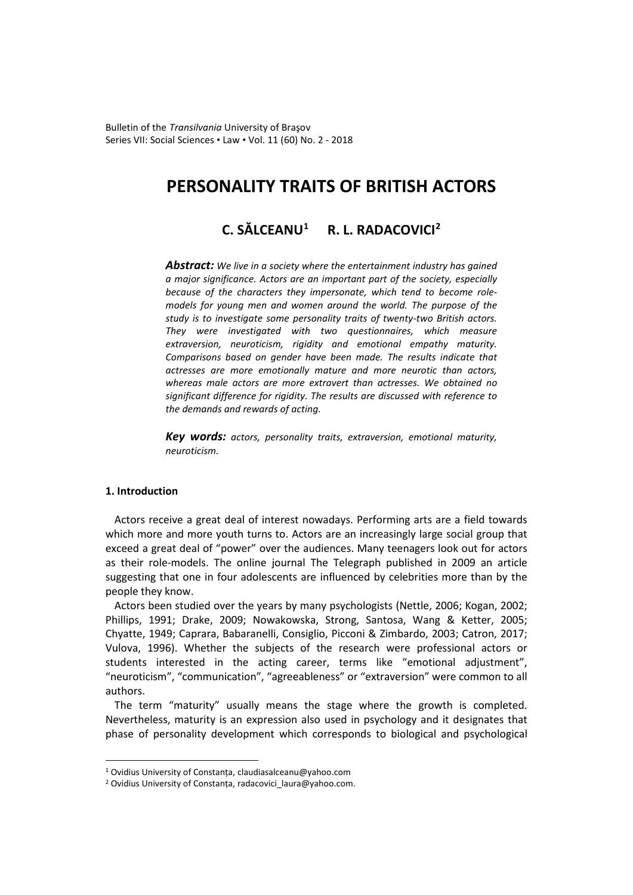# PERSONALITY TRAITS OF BRITISH ACTORS

## C. SĂLCEANU[1] R. L. RADACOVICI[2]

***Abstract:*** *We live in a society where the entertainment industry has gained a major significance. Actors are an important part of the society, especially because of the characters they impersonate, which tend to become role-models for young men and women around the world. The purpose of the study is to investigate some personality traits of twenty-two British actors. They were investigated with two questionnaires, which measure extraversion, neuroticism, rigidity and emotional empathy maturity. Comparisons based on gender have been made. The results indicate that actresses are more emotionally mature and more neurotic than actors, whereas male actors are more extravert than actresses. We obtained no significant difference for rigidity. The results are discussed with reference to the demands and rewards of acting.*

***Key words:*** *actors, personality traits, extraversion, emotional maturity, neuroticism.*

### 1. Introduction

Actors receive a great deal of interest nowadays. Performing arts are a field towards which more and more youth turns to. Actors are an increasingly large social group that exceed a great deal of "power" over the audiences. Many teenagers look out for actors as their role-models. The online journal The Telegraph published in 2009 an article suggesting that one in four adolescents are influenced by celebrities more than by the people they know.

Actors been studied over the years by many psychologists (Nettle, 2006; Kogan, 2002; Phillips, 1991; Drake, 2009; Nowakowska, Strong, Santosa, Wang & Ketter, 2005; Chyatte, 1949; Caprara, Babaranelli, Consiglio, Picconi & Zimbardo, 2003; Catron, 2017; Vulova, 1996). Whether the subjects of the research were professional actors or students interested in the acting career, terms like "emotional adjustment", "neuroticism", "communication", "agreeableness" or "extraversion" were common to all authors.

The term "maturity" usually means the stage where the growth is completed. Nevertheless, maturity is an expression also used in psychology and it designates that phase of personality development which corresponds to biological and psychological

---

[1] Ovidius University of Constanța, claudiasalceanu@yahoo.com

[2] Ovidius University of Constanța, radacovici_laura@yahoo.com.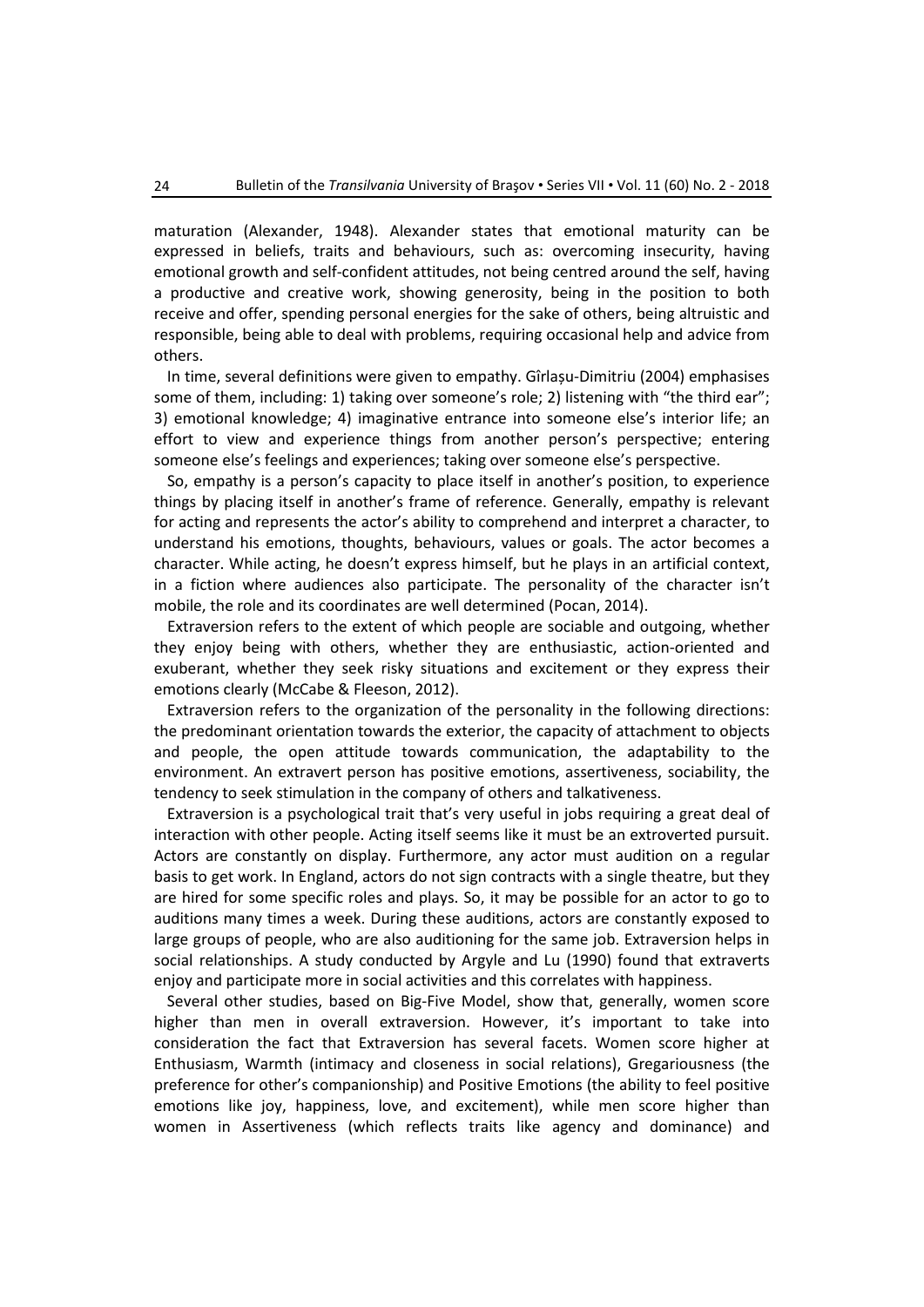maturation (Alexander, 1948). Alexander states that emotional maturity can be expressed in beliefs, traits and behaviours, such as: overcoming insecurity, having emotional growth and self-confident attitudes, not being centred around the self, having a productive and creative work, showing generosity, being in the position to both receive and offer, spending personal energies for the sake of others, being altruistic and responsible, being able to deal with problems, requiring occasional help and advice from others.

In time, several definitions were given to empathy. Gîrlașu-Dimitriu (2004) emphasises some of them, including: 1) taking over someone's role; 2) listening with "the third ear"; 3) emotional knowledge; 4) imaginative entrance into someone else's interior life; an effort to view and experience things from another person's perspective; entering someone else's feelings and experiences; taking over someone else's perspective.

So, empathy is a person's capacity to place itself in another's position, to experience things by placing itself in another's frame of reference. Generally, empathy is relevant for acting and represents the actor's ability to comprehend and interpret a character, to understand his emotions, thoughts, behaviours, values or goals. The actor becomes a character. While acting, he doesn't express himself, but he plays in an artificial context, in a fiction where audiences also participate. The personality of the character isn't mobile, the role and its coordinates are well determined (Pocan, 2014).

Extraversion refers to the extent of which people are sociable and outgoing, whether they enjoy being with others, whether they are enthusiastic, action-oriented and exuberant, whether they seek risky situations and excitement or they express their emotions clearly (McCabe & Fleeson, 2012).

Extraversion refers to the organization of the personality in the following directions: the predominant orientation towards the exterior, the capacity of attachment to objects and people, the open attitude towards communication, the adaptability to the environment. An extravert person has positive emotions, assertiveness, sociability, the tendency to seek stimulation in the company of others and talkativeness.

Extraversion is a psychological trait that's very useful in jobs requiring a great deal of interaction with other people. Acting itself seems like it must be an extroverted pursuit. Actors are constantly on display. Furthermore, any actor must audition on a regular basis to get work. In England, actors do not sign contracts with a single theatre, but they are hired for some specific roles and plays. So, it may be possible for an actor to go to auditions many times a week. During these auditions, actors are constantly exposed to large groups of people, who are also auditioning for the same job. Extraversion helps in social relationships. A study conducted by Argyle and Lu (1990) found that extraverts enjoy and participate more in social activities and this correlates with happiness.

Several other studies, based on Big-Five Model, show that, generally, women score higher than men in overall extraversion. However, it's important to take into consideration the fact that Extraversion has several facets. Women score higher at Enthusiasm, Warmth (intimacy and closeness in social relations), Gregariousness (the preference for other's companionship) and Positive Emotions (the ability to feel positive emotions like joy, happiness, love, and excitement), while men score higher than women in Assertiveness (which reflects traits like agency and dominance) and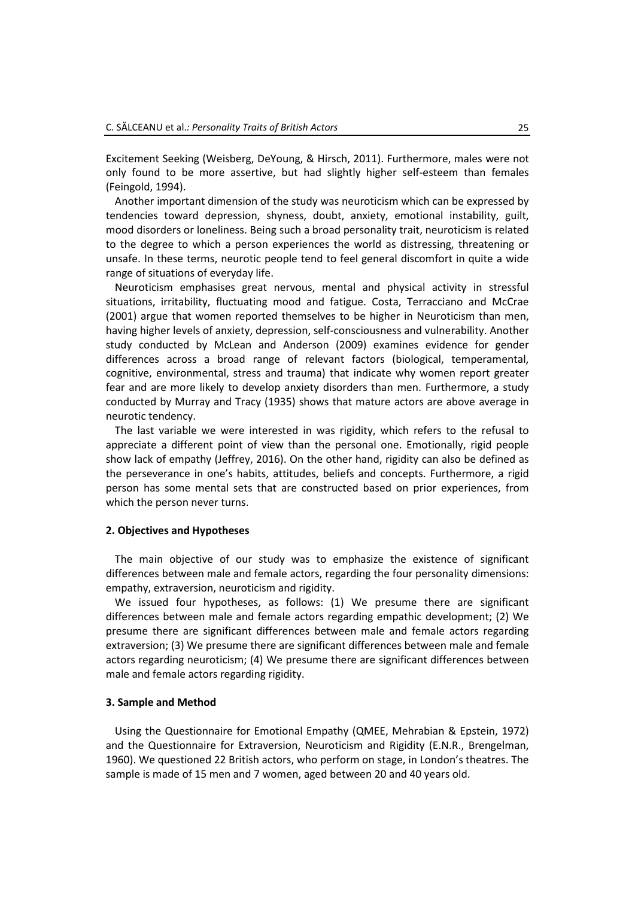Excitement Seeking (Weisberg, DeYoung, & Hirsch, 2011). Furthermore, males were not only found to be more assertive, but had slightly higher self-esteem than females (Feingold, 1994).

Another important dimension of the study was neuroticism which can be expressed by tendencies toward depression, shyness, doubt, anxiety, emotional instability, guilt, mood disorders or loneliness. Being such a broad personality trait, neuroticism is related to the degree to which a person experiences the world as distressing, threatening or unsafe. In these terms, neurotic people tend to feel general discomfort in quite a wide range of situations of everyday life.

Neuroticism emphasises great nervous, mental and physical activity in stressful situations, irritability, fluctuating mood and fatigue. Costa, Terracciano and McCrae (2001) argue that women reported themselves to be higher in Neuroticism than men, having higher levels of anxiety, depression, self-consciousness and vulnerability. Another study conducted by McLean and Anderson (2009) examines evidence for gender differences across a broad range of relevant factors (biological, temperamental, cognitive, environmental, stress and trauma) that indicate why women report greater fear and are more likely to develop anxiety disorders than men. Furthermore, a study conducted by Murray and Tracy (1935) shows that mature actors are above average in neurotic tendency.

The last variable we were interested in was rigidity, which refers to the refusal to appreciate a different point of view than the personal one. Emotionally, rigid people show lack of empathy (Jeffrey, 2016). On the other hand, rigidity can also be defined as the perseverance in one's habits, attitudes, beliefs and concepts. Furthermore, a rigid person has some mental sets that are constructed based on prior experiences, from which the person never turns.

## 2. Objectives and Hypotheses

The main objective of our study was to emphasize the existence of significant differences between male and female actors, regarding the four personality dimensions: empathy, extraversion, neuroticism and rigidity.

We issued four hypotheses, as follows: (1) We presume there are significant differences between male and female actors regarding empathic development; (2) We presume there are significant differences between male and female actors regarding extraversion; (3) We presume there are significant differences between male and female actors regarding neuroticism; (4) We presume there are significant differences between male and female actors regarding rigidity.

## 3. Sample and Method

Using the Questionnaire for Emotional Empathy (QMEE, Mehrabian & Epstein, 1972) and the Questionnaire for Extraversion, Neuroticism and Rigidity (E.N.R., Brengelman, 1960). We questioned 22 British actors, who perform on stage, in London's theatres. The sample is made of 15 men and 7 women, aged between 20 and 40 years old.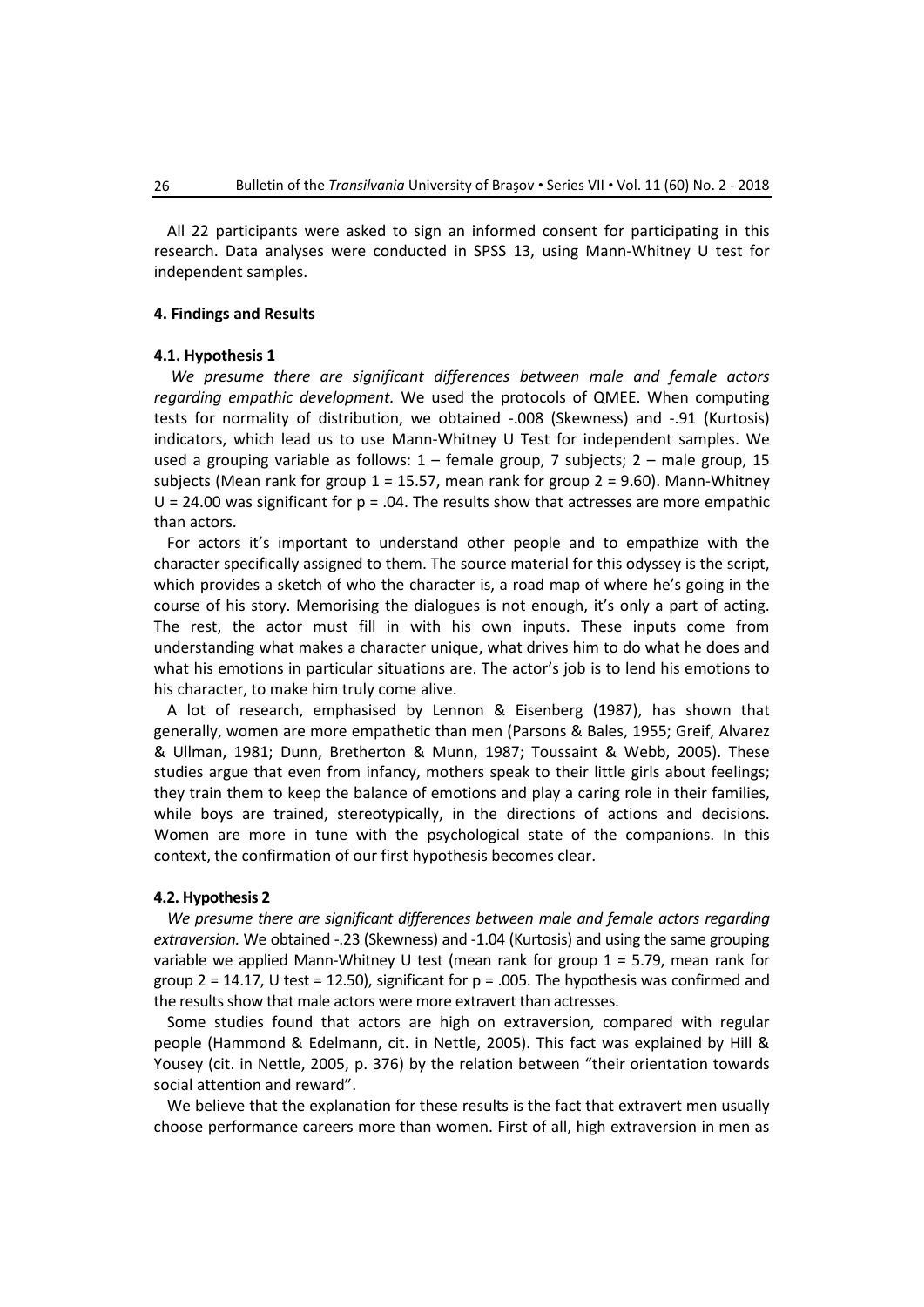All 22 participants were asked to sign an informed consent for participating in this research. Data analyses were conducted in SPSS 13, using Mann-Whitney U test for independent samples.

## 4. Findings and Results

### 4.1. Hypothesis 1

*We presume there are significant differences between male and female actors regarding empathic development.* We used the protocols of QMEE. When computing tests for normality of distribution, we obtained -.008 (Skewness) and -.91 (Kurtosis) indicators, which lead us to use Mann-Whitney U Test for independent samples. We used a grouping variable as follows: 1 – female group, 7 subjects; 2 – male group, 15 subjects (Mean rank for group 1 = 15.57, mean rank for group 2 = 9.60). Mann-Whitney U = 24.00 was significant for $p = .04$. The results show that actresses are more empathic than actors.

For actors it's important to understand other people and to empathize with the character specifically assigned to them. The source material for this odyssey is the script, which provides a sketch of who the character is, a road map of where he's going in the course of his story. Memorising the dialogues is not enough, it's only a part of acting. The rest, the actor must fill in with his own inputs. These inputs come from understanding what makes a character unique, what drives him to do what he does and what his emotions in particular situations are. The actor's job is to lend his emotions to his character, to make him truly come alive.

A lot of research, emphasised by Lennon & Eisenberg (1987), has shown that generally, women are more empathetic than men (Parsons & Bales, 1955; Greif, Alvarez & Ullman, 1981; Dunn, Bretherton & Munn, 1987; Toussaint & Webb, 2005). These studies argue that even from infancy, mothers speak to their little girls about feelings; they train them to keep the balance of emotions and play a caring role in their families, while boys are trained, stereotypically, in the directions of actions and decisions. Women are more in tune with the psychological state of the companions. In this context, the confirmation of our first hypothesis becomes clear.

### 4.2. Hypothesis 2

*We presume there are significant differences between male and female actors regarding extraversion.* We obtained -.23 (Skewness) and -1.04 (Kurtosis) and using the same grouping variable we applied Mann-Whitney U test (mean rank for group 1 = 5.79, mean rank for group 2 = 14.17, U test = 12.50), significant for $p = .005$. The hypothesis was confirmed and the results show that male actors were more extravert than actresses.

Some studies found that actors are high on extraversion, compared with regular people (Hammond & Edelmann, cit. in Nettle, 2005). This fact was explained by Hill & Yousey (cit. in Nettle, 2005, p. 376) by the relation between "their orientation towards social attention and reward".

We believe that the explanation for these results is the fact that extravert men usually choose performance careers more than women. First of all, high extraversion in men as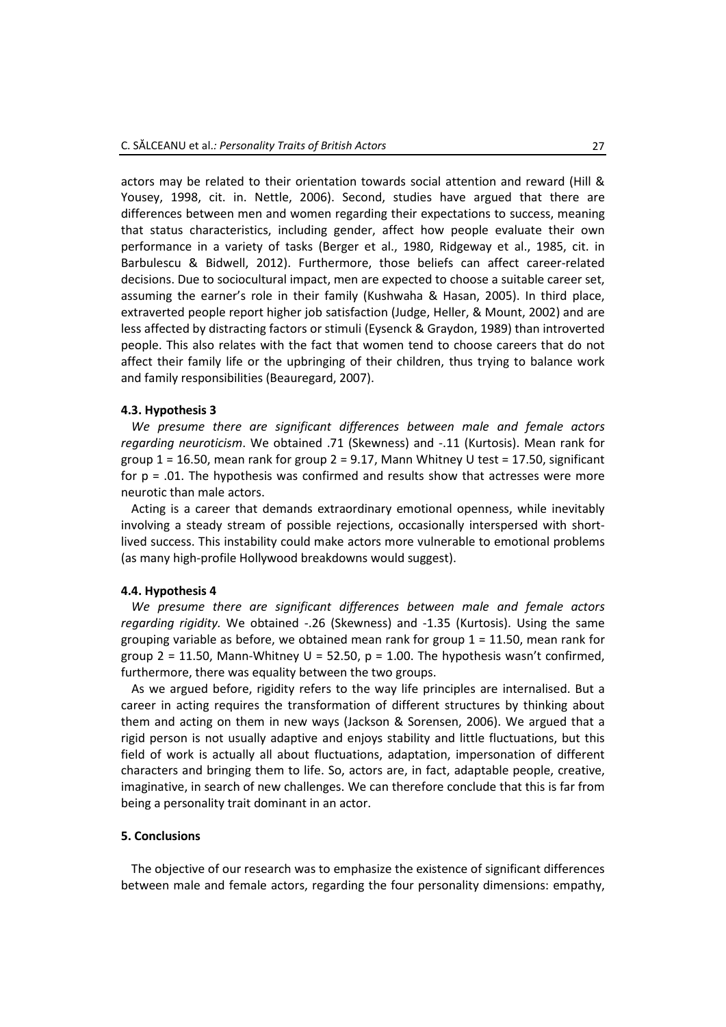actors may be related to their orientation towards social attention and reward (Hill & Yousey, 1998, cit. in. Nettle, 2006). Second, studies have argued that there are differences between men and women regarding their expectations to success, meaning that status characteristics, including gender, affect how people evaluate their own performance in a variety of tasks (Berger et al., 1980, Ridgeway et al., 1985, cit. in Barbulescu & Bidwell, 2012). Furthermore, those beliefs can affect career-related decisions. Due to sociocultural impact, men are expected to choose a suitable career set, assuming the earner's role in their family (Kushwaha & Hasan, 2005). In third place, extraverted people report higher job satisfaction (Judge, Heller, & Mount, 2002) and are less affected by distracting factors or stimuli (Eysenck & Graydon, 1989) than introverted people. This also relates with the fact that women tend to choose careers that do not affect their family life or the upbringing of their children, thus trying to balance work and family responsibilities (Beauregard, 2007).

### 4.3. Hypothesis 3

*We presume there are significant differences between male and female actors regarding neuroticism*. We obtained .71 (Skewness) and -.11 (Kurtosis). Mean rank for group 1 = 16.50, mean rank for group 2 = 9.17, Mann Whitney U test = 17.50, significant for $p = .01$. The hypothesis was confirmed and results show that actresses were more neurotic than male actors.

Acting is a career that demands extraordinary emotional openness, while inevitably involving a steady stream of possible rejections, occasionally interspersed with short-lived success. This instability could make actors more vulnerable to emotional problems (as many high-profile Hollywood breakdowns would suggest).

### 4.4. Hypothesis 4

*We presume there are significant differences between male and female actors regarding rigidity.* We obtained -.26 (Skewness) and -1.35 (Kurtosis). Using the same grouping variable as before, we obtained mean rank for group 1 = 11.50, mean rank for group 2 = 11.50, Mann-Whitney $U = 52.50$, $p = 1.00$. The hypothesis wasn't confirmed, furthermore, there was equality between the two groups.

As we argued before, rigidity refers to the way life principles are internalised. But a career in acting requires the transformation of different structures by thinking about them and acting on them in new ways (Jackson & Sorensen, 2006). We argued that a rigid person is not usually adaptive and enjoys stability and little fluctuations, but this field of work is actually all about fluctuations, adaptation, impersonation of different characters and bringing them to life. So, actors are, in fact, adaptable people, creative, imaginative, in search of new challenges. We can therefore conclude that this is far from being a personality trait dominant in an actor.

## 5. Conclusions

The objective of our research was to emphasize the existence of significant differences between male and female actors, regarding the four personality dimensions: empathy,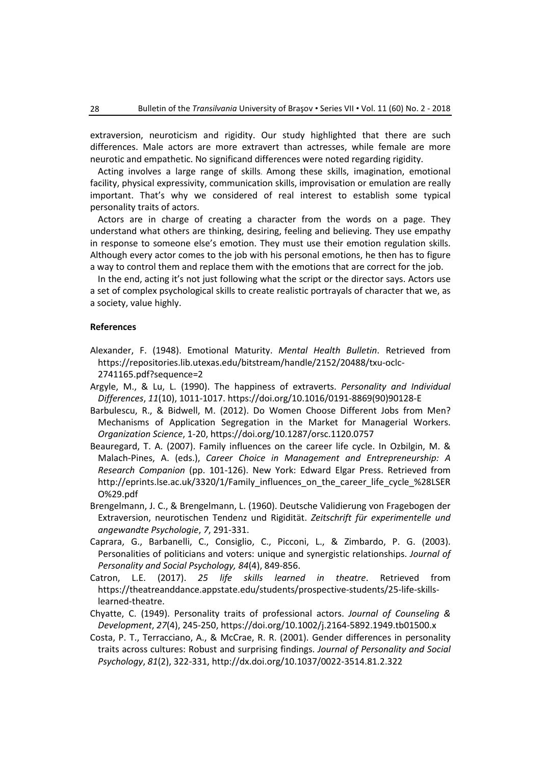extraversion, neuroticism and rigidity. Our study highlighted that there are such differences. Male actors are more extravert than actresses, while female are more neurotic and empathetic. No significand differences were noted regarding rigidity.

Acting involves a large range of skills. Among these skills, imagination, emotional facility, physical expressivity, communication skills, improvisation or emulation are really important. That's why we considered of real interest to establish some typical personality traits of actors.

Actors are in charge of creating a character from the words on a page. They understand what others are thinking, desiring, feeling and believing. They use empathy in response to someone else's emotion. They must use their emotion regulation skills. Although every actor comes to the job with his personal emotions, he then has to figure a way to control them and replace them with the emotions that are correct for the job.

In the end, acting it's not just following what the script or the director says. Actors use a set of complex psychological skills to create realistic portrayals of character that we, as a society, value highly.

**References**

Alexander, F. (1948). Emotional Maturity. *Mental Health Bulletin*. Retrieved from https://repositories.lib.utexas.edu/bitstream/handle/2152/20488/txu-oclc-2741165.pdf?sequence=2

Argyle, M., & Lu, L. (1990). The happiness of extraverts. *Personality and Individual Differences*, *11*(10), 1011-1017. https://doi.org/10.1016/0191-8869(90)90128-E

Barbulescu, R., & Bidwell, M. (2012). Do Women Choose Different Jobs from Men? Mechanisms of Application Segregation in the Market for Managerial Workers. *Organization Science*, 1-20, https://doi.org/10.1287/orsc.1120.0757

Beauregard, T. A. (2007). Family influences on the career life cycle. In Ozbilgin, M. & Malach-Pines, A. (eds.), *Career Choice in Management and Entrepreneurship: A Research Companion* (pp. 101-126). New York: Edward Elgar Press. Retrieved from http://eprints.lse.ac.uk/3320/1/Family_influences_on_the_career_life_cycle_%28LSERO%29.pdf

Brengelmann, J. C., & Brengelmann, L. (1960). Deutsche Validierung von Fragebogen der Extraversion, neurotischen Tendenz und Rigidität. *Zeitschrift für experimentelle und angewandte Psychologie*, *7*, 291-331.

Caprara, G., Barbanelli, C., Consiglio, C., Picconi, L., & Zimbardo, P. G. (2003). Personalities of politicians and voters: unique and synergistic relationships. *Journal of Personality and Social Psychology, 84*(4), 849-856.

Catron, L.E. (2017). *25 life skills learned in theatre*. Retrieved from https://theatreanddance.appstate.edu/students/prospective-students/25-life-skills-learned-theatre.

Chyatte, C. (1949). Personality traits of professional actors. *Journal of Counseling & Development*, *27*(4), 245-250, https://doi.org/10.1002/j.2164-5892.1949.tb01500.x

Costa, P. T., Terracciano, A., & McCrae, R. R. (2001). Gender differences in personality traits across cultures: Robust and surprising findings. *Journal of Personality and Social Psychology*, *81*(2), 322-331, http://dx.doi.org/10.1037/0022-3514.81.2.322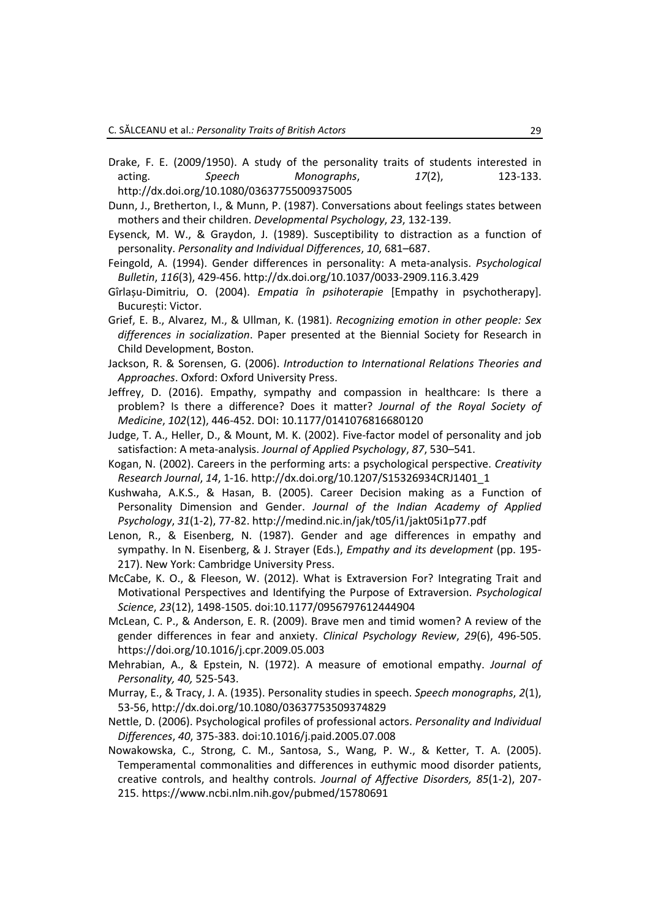Drake, F. E. (2009/1950). A study of the personality traits of students interested in acting. *Speech Monographs*, *17*(2), 123-133. http://dx.doi.org/10.1080/03637755009375005

Dunn, J., Bretherton, I., & Munn, P. (1987). Conversations about feelings states between mothers and their children. *Developmental Psychology*, *23*, 132-139.

Eysenck, M. W., & Graydon, J. (1989). Susceptibility to distraction as a function of personality. *Personality and Individual Differences*, *10*, 681–687.

Feingold, A. (1994). Gender differences in personality: A meta-analysis. *Psychological Bulletin*, *116*(3), 429-456. http://dx.doi.org/10.1037/0033-2909.116.3.429

Gîrlașu-Dimitriu, O. (2004). *Empatia în psihoterapie* [Empathy in psychotherapy]. București: Victor.

Grief, E. B., Alvarez, M., & Ullman, K. (1981). *Recognizing emotion in other people: Sex differences in socialization*. Paper presented at the Biennial Society for Research in Child Development, Boston.

Jackson, R. & Sorensen, G. (2006). *Introduction to International Relations Theories and Approaches*. Oxford: Oxford University Press.

Jeffrey, D. (2016). Empathy, sympathy and compassion in healthcare: Is there a problem? Is there a difference? Does it matter? *Journal of the Royal Society of Medicine*, *102*(12), 446-452. DOI: 10.1177/0141076816680120

Judge, T. A., Heller, D., & Mount, M. K. (2002). Five-factor model of personality and job satisfaction: A meta-analysis. *Journal of Applied Psychology*, *87*, 530–541.

Kogan, N. (2002). Careers in the performing arts: a psychological perspective. *Creativity Research Journal*, *14*, 1-16. http://dx.doi.org/10.1207/S15326934CRJ1401_1

Kushwaha, A.K.S., & Hasan, B. (2005). Career Decision making as a Function of Personality Dimension and Gender. *Journal of the Indian Academy of Applied Psychology*, *31*(1-2), 77-82. http://medind.nic.in/jak/t05/i1/jakt05i1p77.pdf

Lenon, R., & Eisenberg, N. (1987). Gender and age differences in empathy and sympathy. In N. Eisenberg, & J. Strayer (Eds.), *Empathy and its development* (pp. 195-217). New York: Cambridge University Press.

McCabe, K. O., & Fleeson, W. (2012). What is Extraversion For? Integrating Trait and Motivational Perspectives and Identifying the Purpose of Extraversion. *Psychological Science*, *23*(12), 1498-1505. doi:10.1177/0956797612444904

McLean, C. P., & Anderson, E. R. (2009). Brave men and timid women? A review of the gender differences in fear and anxiety. *Clinical Psychology Review*, *29*(6), 496-505. https://doi.org/10.1016/j.cpr.2009.05.003

Mehrabian, A., & Epstein, N. (1972). A measure of emotional empathy. *Journal of Personality, 40,* 525-543.

Murray, E., & Tracy, J. A. (1935). Personality studies in speech. *Speech monographs*, *2*(1), 53-56, http://dx.doi.org/10.1080/03637753509374829

Nettle, D. (2006). Psychological profiles of professional actors. *Personality and Individual Differences*, *40*, 375-383. doi:10.1016/j.paid.2005.07.008

Nowakowska, C., Strong, C. M., Santosa, S., Wang, P. W., & Ketter, T. A. (2005). Temperamental commonalities and differences in euthymic mood disorder patients, creative controls, and healthy controls. *Journal of Affective Disorders, 85*(1-2), 207-215. https://www.ncbi.nlm.nih.gov/pubmed/15780691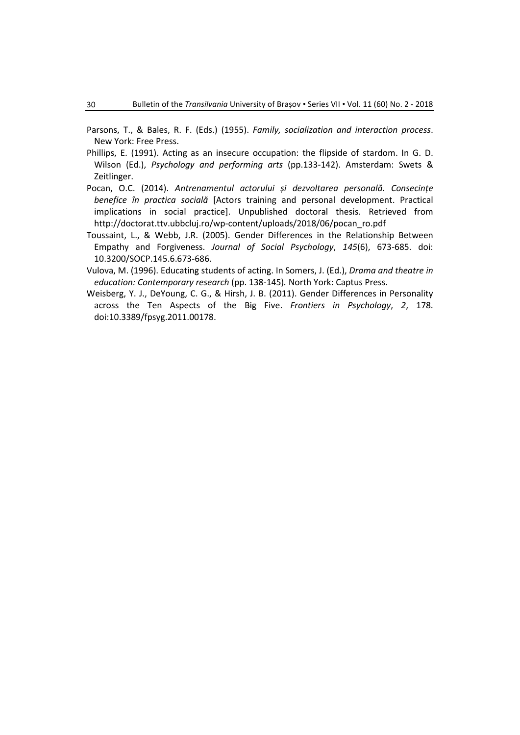Parsons, T., & Bales, R. F. (Eds.) (1955). *Family, socialization and interaction process*. New York: Free Press.

Phillips, E. (1991). Acting as an insecure occupation: the flipside of stardom. In G. D. Wilson (Ed.), *Psychology and performing arts* (pp.133-142). Amsterdam: Swets & Zeitlinger.

Pocan, O.C. (2014). *Antrenamentul actorului și dezvoltarea personală. Consecințe benefice în practica socială* [Actors training and personal development. Practical implications in social practice]. Unpublished doctoral thesis. Retrieved from http://doctorat.ttv.ubbcluj.ro/wp-content/uploads/2018/06/pocan_ro.pdf

Toussaint, L., & Webb, J.R. (2005). Gender Differences in the Relationship Between Empathy and Forgiveness. *Journal of Social Psychology*, *145*(6), 673-685. doi: 10.3200/SOCP.145.6.673-686.

Vulova, M. (1996). Educating students of acting. In Somers, J. (Ed.), *Drama and theatre in education: Contemporary research* (pp. 138-145). North York: Captus Press.

Weisberg, Y. J., DeYoung, C. G., & Hirsh, J. B. (2011). Gender Differences in Personality across the Ten Aspects of the Big Five. *Frontiers in Psychology*, *2*, 178. doi:10.3389/fpsyg.2011.00178.